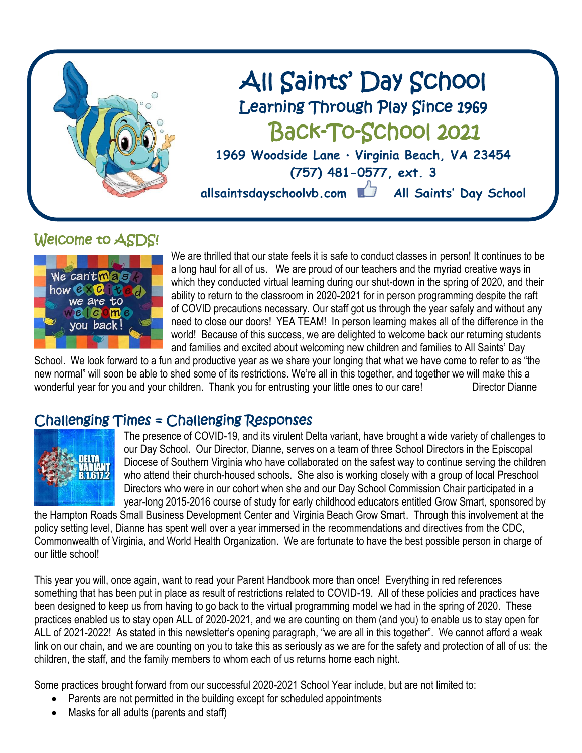# All Saints' Day School

## Learning Through Play Since 1969

## Back-To-School 2021

**1969 Woodside Lane · Virginia Beach, VA 23454**
**(757) 481-0577, ext. 3**
**allsaintsdayschoolvb.com All Saints' Day School**

## Welcome to ASDS!

We are thrilled that our state feels it is safe to conduct classes in person! It continues to be a long haul for all of us. We are proud of our teachers and the myriad creative ways in which they conducted virtual learning during our shut-down in the spring of 2020, and their ability to return to the classroom in 2020-2021 for in person programming despite the raft of COVID precautions necessary. Our staff got us through the year safely and without any need to close our doors! YEA TEAM! In person learning makes all of the difference in the world! Because of this success, we are delighted to welcome back our returning students and families and excited about welcoming new children and families to All Saints' Day School. We look forward to a fun and productive year as we share your longing that what we have come to refer to as "the new normal" will soon be able to shed some of its restrictions. We're all in this together, and together we will make this a wonderful year for you and your children. Thank you for entrusting your little ones to our care! Director Dianne

## Challenging Times = Challenging Responses

The presence of COVID-19, and its virulent Delta variant, have brought a wide variety of challenges to our Day School. Our Director, Dianne, serves on a team of three School Directors in the Episcopal Diocese of Southern Virginia who have collaborated on the safest way to continue serving the children who attend their church-housed schools. She also is working closely with a group of local Preschool Directors who were in our cohort when she and our Day School Commission Chair participated in a year-long 2015-2016 course of study for early childhood educators entitled Grow Smart, sponsored by the Hampton Roads Small Business Development Center and Virginia Beach Grow Smart. Through this involvement at the policy setting level, Dianne has spent well over a year immersed in the recommendations and directives from the CDC, Commonwealth of Virginia, and World Health Organization. We are fortunate to have the best possible person in charge of our little school!

This year you will, once again, want to read your Parent Handbook more than once! Everything in red references something that has been put in place as result of restrictions related to COVID-19. All of these policies and practices have been designed to keep us from having to go back to the virtual programming model we had in the spring of 2020. These practices enabled us to stay open ALL of 2020-2021, and we are counting on them (and you) to enable us to stay open for ALL of 2021-2022! As stated in this newsletter's opening paragraph, "we are all in this together". We cannot afford a weak link on our chain, and we are counting on you to take this as seriously as we are for the safety and protection of all of us: the children, the staff, and the family members to whom each of us returns home each night.

Some practices brought forward from our successful 2020-2021 School Year include, but are not limited to:

- Parents are not permitted in the building except for scheduled appointments
- Masks for all adults (parents and staff)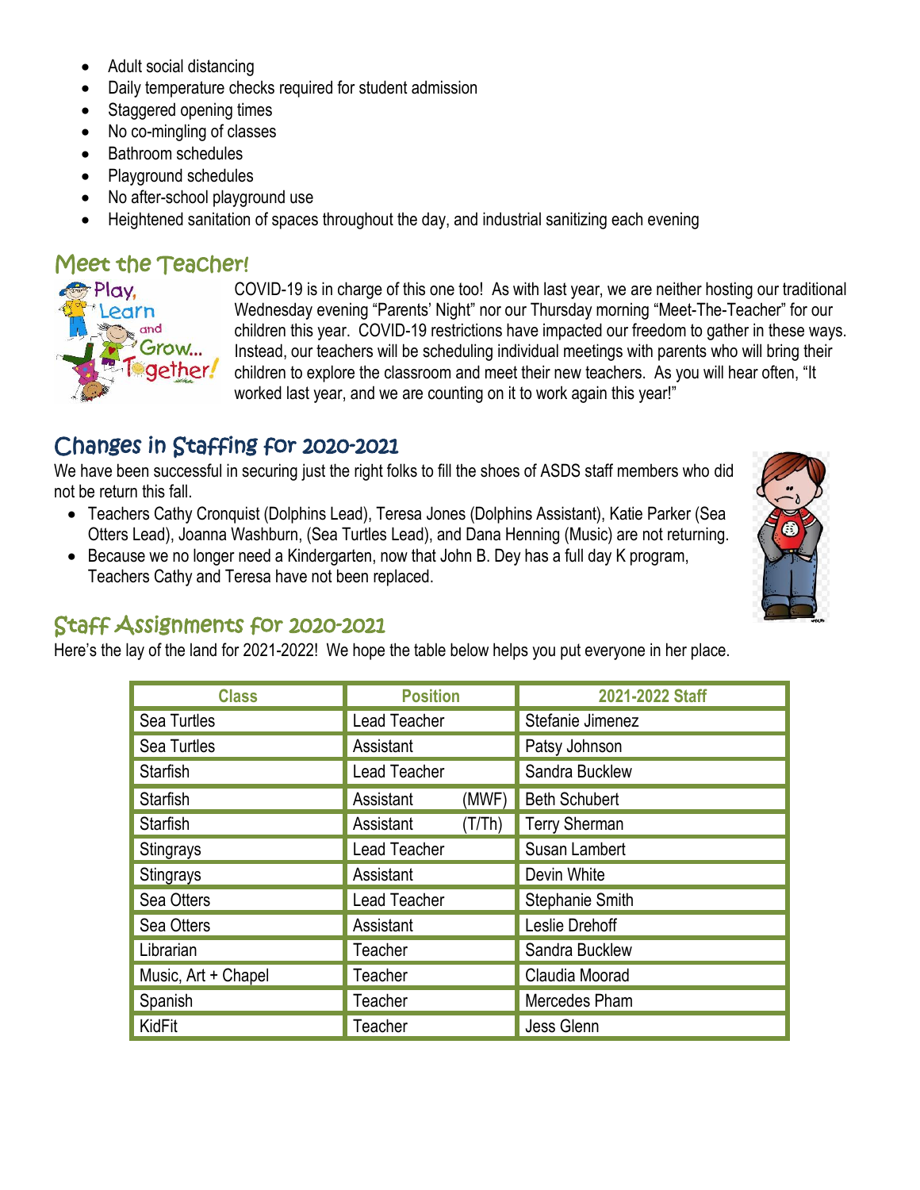- Adult social distancing
- Daily temperature checks required for student admission
- Staggered opening times
- No co-mingling of classes
- Bathroom schedules
- Playground schedules
- No after-school playground use
- Heightened sanitation of spaces throughout the day, and industrial sanitizing each evening

## Meet the Teacher!

COVID-19 is in charge of this one too! As with last year, we are neither hosting our traditional Wednesday evening "Parents' Night" nor our Thursday morning "Meet-The-Teacher" for our children this year. COVID-19 restrictions have impacted our freedom to gather in these ways. Instead, our teachers will be scheduling individual meetings with parents who will bring their children to explore the classroom and meet their new teachers. As you will hear often, "It worked last year, and we are counting on it to work again this year!"

## Changes in Staffing for 2020-2021

We have been successful in securing just the right folks to fill the shoes of ASDS staff members who did not be return this fall.

- Teachers Cathy Cronquist (Dolphins Lead), Teresa Jones (Dolphins Assistant), Katie Parker (Sea Otters Lead), Joanna Washburn, (Sea Turtles Lead), and Dana Henning (Music) are not returning.
- Because we no longer need a Kindergarten, now that John B. Dey has a full day K program, Teachers Cathy and Teresa have not been replaced.

## Staff Assignments for 2020-2021

Here's the lay of the land for 2021-2022! We hope the table below helps you put everyone in her place.

| Class | Position | 2021-2022 Staff |
|---|---|---|
| Sea Turtles | Lead Teacher | Stefanie Jimenez |
| Sea Turtles | Assistant | Patsy Johnson |
| Starfish | Lead Teacher | Sandra Bucklew |
| Starfish | Assistant (MWF) | Beth Schubert |
| Starfish | Assistant (T/Th) | Terry Sherman |
| Stingrays | Lead Teacher | Susan Lambert |
| Stingrays | Assistant | Devin White |
| Sea Otters | Lead Teacher | Stephanie Smith |
| Sea Otters | Assistant | Leslie Drehoff |
| Librarian | Teacher | Sandra Bucklew |
| Music, Art + Chapel | Teacher | Claudia Moorad |
| Spanish | Teacher | Mercedes Pham |
| KidFit | Teacher | Jess Glenn |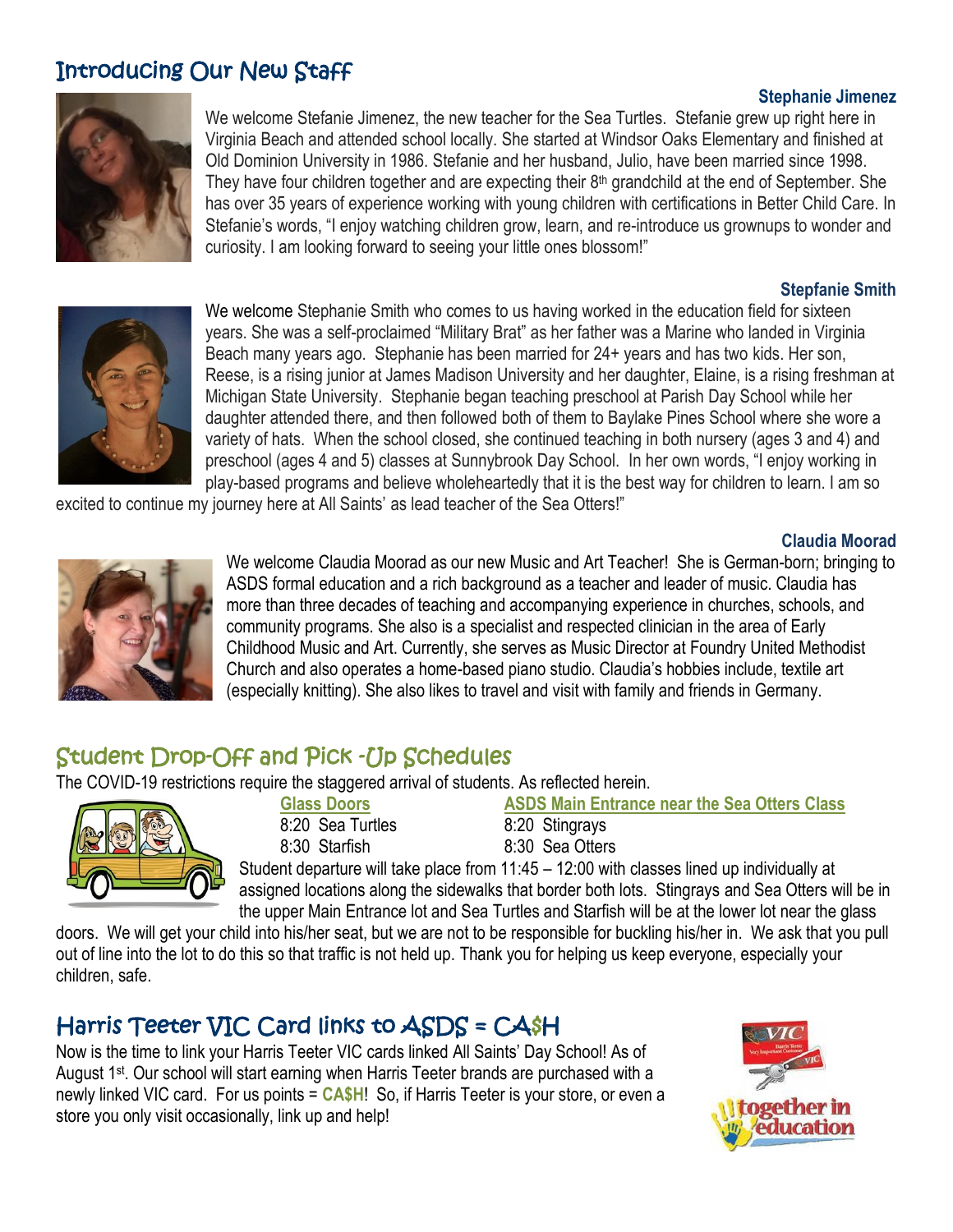## Introducing Our New Staff

**Stephanie Jimenez**

We welcome Stefanie Jimenez, the new teacher for the Sea Turtles. Stefanie grew up right here in Virginia Beach and attended school locally. She started at Windsor Oaks Elementary and finished at Old Dominion University in 1986. Stefanie and her husband, Julio, have been married since 1998. They have four children together and are expecting their 8th grandchild at the end of September. She has over 35 years of experience working with young children with certifications in Better Child Care. In Stefanie's words, "I enjoy watching children grow, learn, and re-introduce us grownups to wonder and curiosity. I am looking forward to seeing your little ones blossom!"

**Stepfanie Smith**

We welcome Stephanie Smith who comes to us having worked in the education field for sixteen years. She was a self-proclaimed "Military Brat" as her father was a Marine who landed in Virginia Beach many years ago. Stephanie has been married for 24+ years and has two kids. Her son, Reese, is a rising junior at James Madison University and her daughter, Elaine, is a rising freshman at Michigan State University. Stephanie began teaching preschool at Parish Day School while her daughter attended there, and then followed both of them to Baylake Pines School where she wore a variety of hats. When the school closed, she continued teaching in both nursery (ages 3 and 4) and preschool (ages 4 and 5) classes at Sunnybrook Day School. In her own words, "I enjoy working in play-based programs and believe wholeheartedly that it is the best way for children to learn. I am so excited to continue my journey here at All Saints' as lead teacher of the Sea Otters!"

**Claudia Moorad**

We welcome Claudia Moorad as our new Music and Art Teacher! She is German-born; bringing to ASDS formal education and a rich background as a teacher and leader of music. Claudia has more than three decades of teaching and accompanying experience in churches, schools, and community programs. She also is a specialist and respected clinician in the area of Early Childhood Music and Art. Currently, she serves as Music Director at Foundry United Methodist Church and also operates a home-based piano studio. Claudia's hobbies include, textile art (especially knitting). She also likes to travel and visit with family and friends in Germany.

## Student Drop-Off and Pick -Up Schedules

The COVID-19 restrictions require the staggered arrival of students. As reflected herein.

| Glass Doors | ASDS Main Entrance near the Sea Otters Class |
|---|---|
| 8:20 Sea Turtles | 8:20 Stingrays |
| 8:30 Starfish | 8:30 Sea Otters |

Student departure will take place from 11:45 – 12:00 with classes lined up individually at assigned locations along the sidewalks that border both lots. Stingrays and Sea Otters will be in the upper Main Entrance lot and Sea Turtles and Starfish will be at the lower lot near the glass doors. We will get your child into his/her seat, but we are not to be responsible for buckling his/her in. We ask that you pull out of line into the lot to do this so that traffic is not held up. Thank you for helping us keep everyone, especially your children, safe.

## Harris Teeter VIC Card links to ASDS = CA$H

Now is the time to link your Harris Teeter VIC cards linked All Saints' Day School! As of August 1st. Our school will start earning when Harris Teeter brands are purchased with a newly linked VIC card. For us points = **CA$H**! So, if Harris Teeter is your store, or even a store you only visit occasionally, link up and help!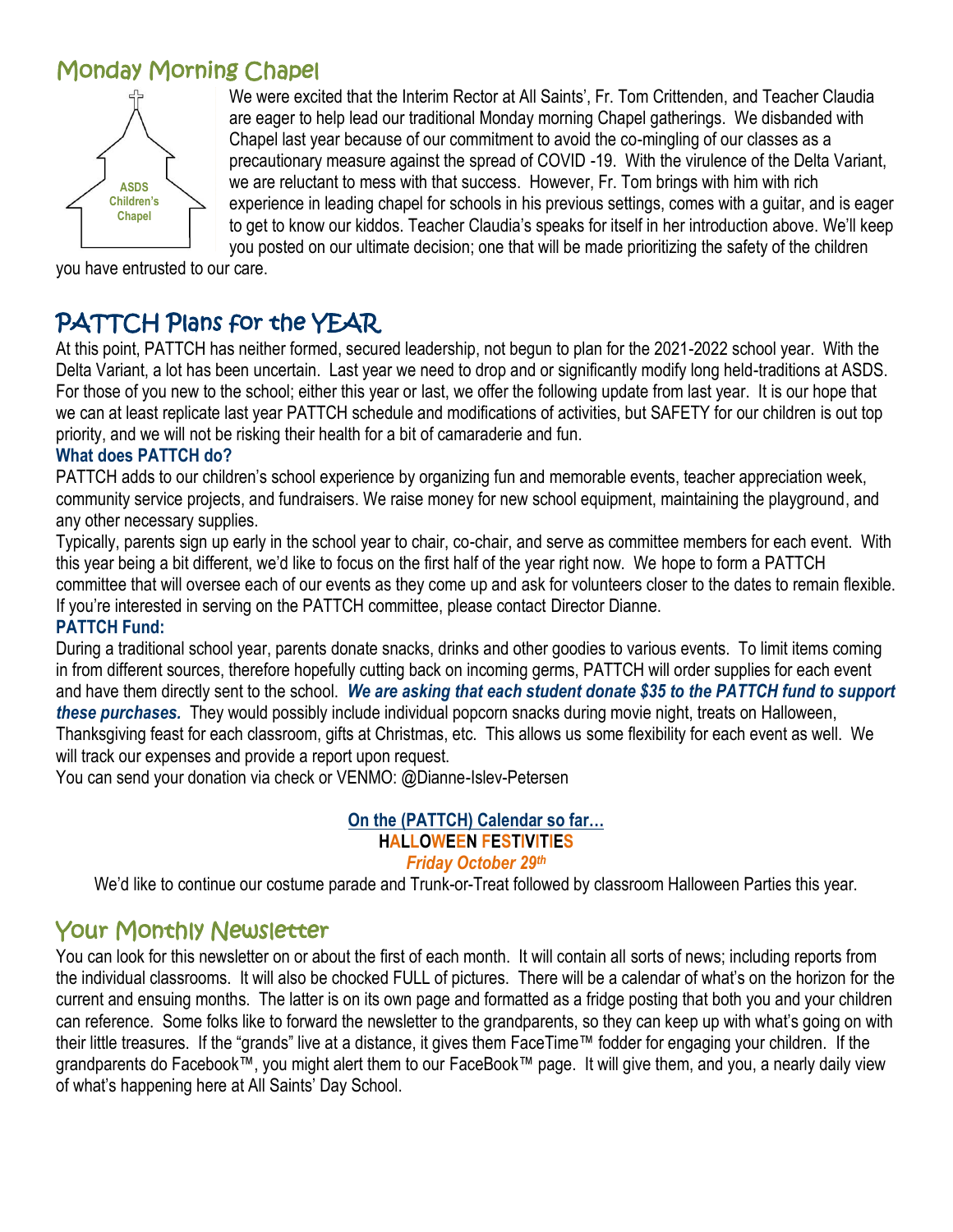## Monday Morning Chapel

ASDS Children's Chapel

We were excited that the Interim Rector at All Saints', Fr. Tom Crittenden, and Teacher Claudia are eager to help lead our traditional Monday morning Chapel gatherings. We disbanded with Chapel last year because of our commitment to avoid the co-mingling of our classes as a precautionary measure against the spread of COVID -19. With the virulence of the Delta Variant, we are reluctant to mess with that success. However, Fr. Tom brings with him with rich experience in leading chapel for schools in his previous settings, comes with a guitar, and is eager to get to know our kiddos. Teacher Claudia's speaks for itself in her introduction above. We'll keep you posted on our ultimate decision; one that will be made prioritizing the safety of the children you have entrusted to our care.

## PATTCH Plans for the YEAR

At this point, PATTCH has neither formed, secured leadership, not begun to plan for the 2021-2022 school year. With the Delta Variant, a lot has been uncertain. Last year we need to drop and or significantly modify long held-traditions at ASDS. For those of you new to the school; either this year or last, we offer the following update from last year. It is our hope that we can at least replicate last year PATTCH schedule and modifications of activities, but SAFETY for our children is out top priority, and we will not be risking their health for a bit of camaraderie and fun.

### What does PATTCH do?

PATTCH adds to our children's school experience by organizing fun and memorable events, teacher appreciation week, community service projects, and fundraisers. We raise money for new school equipment, maintaining the playground, and any other necessary supplies.

Typically, parents sign up early in the school year to chair, co-chair, and serve as committee members for each event. With this year being a bit different, we'd like to focus on the first half of the year right now. We hope to form a PATTCH committee that will oversee each of our events as they come up and ask for volunteers closer to the dates to remain flexible. If you're interested in serving on the PATTCH committee, please contact Director Dianne.

### PATTCH Fund:

During a traditional school year, parents donate snacks, drinks and other goodies to various events. To limit items coming in from different sources, therefore hopefully cutting back on incoming germs, PATTCH will order supplies for each event and have them directly sent to the school. ***We are asking that each student donate $35 to the PATTCH fund to support these purchases.*** They would possibly include individual popcorn snacks during movie night, treats on Halloween, Thanksgiving feast for each classroom, gifts at Christmas, etc. This allows us some flexibility for each event as well. We will track our expenses and provide a report upon request.

You can send your donation via check or VENMO: @Dianne-Islev-Petersen

**On the (PATTCH) Calendar so far…**

**HALLOWEEN FESTIVITIES**

***Friday October 29th***

We'd like to continue our costume parade and Trunk-or-Treat followed by classroom Halloween Parties this year.

## Your Monthly Newsletter

You can look for this newsletter on or about the first of each month. It will contain all sorts of news; including reports from the individual classrooms. It will also be chocked FULL of pictures. There will be a calendar of what's on the horizon for the current and ensuing months. The latter is on its own page and formatted as a fridge posting that both you and your children can reference. Some folks like to forward the newsletter to the grandparents, so they can keep up with what's going on with their little treasures. If the "grands" live at a distance, it gives them FaceTime™ fodder for engaging your children. If the grandparents do Facebook™, you might alert them to our FaceBook™ page. It will give them, and you, a nearly daily view of what's happening here at All Saints' Day School.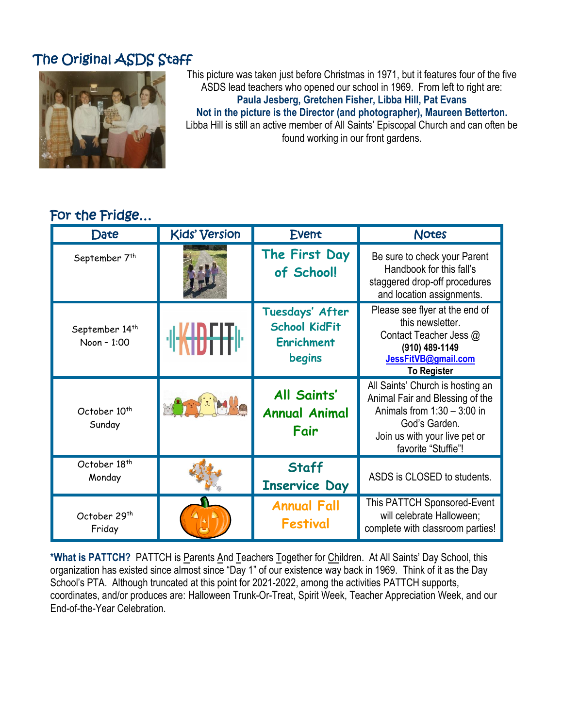## The Original ASDS Staff

This picture was taken just before Christmas in 1971, but it features four of the five ASDS lead teachers who opened our school in 1969. From left to right are:

**Paula Jesberg, Gretchen Fisher, Libba Hill, Pat Evans**

**Not in the picture is the Director (and photographer), Maureen Betterton.**

Libba Hill is still an active member of All Saints' Episcopal Church and can often be found working in our front gardens.

## For the Fridge…

| Date | Kids' Version | Event | Notes |
|---|---|---|---|
| September 7th | | **The First Day of School!** | Be sure to check your Parent Handbook for this fall's staggered drop-off procedures and location assignments. |
| September 14th Noon – 1:00 | KIDFIT | **Tuesdays' After School KidFit Enrichment begins** | Please see flyer at the end of this newsletter. Contact Teacher Jess @ **(910) 489-1149** **JessFitVB@gmail.com** **To Register** |
| October 10th Sunday | | **All Saints' Annual Animal Fair** | All Saints' Church is hosting an Animal Fair and Blessing of the Animals from 1:30 – 3:00 in God's Garden. Join us with your live pet or favorite "Stuffie"! |
| October 18th Monday | | **Staff Inservice Day** | ASDS is CLOSED to students. |
| October 29th Friday | | **Annual Fall Festival** | This PATTCH Sponsored-Event will celebrate Halloween; complete with classroom parties! |

**\*What is PATTCH?** PATTCH is Parents And Teachers Together for Children. At All Saints' Day School, this organization has existed since almost since "Day 1" of our existence way back in 1969. Think of it as the Day School's PTA. Although truncated at this point for 2021-2022, among the activities PATTCH supports, coordinates, and/or produces are: Halloween Trunk-Or-Treat, Spirit Week, Teacher Appreciation Week, and our End-of-the-Year Celebration.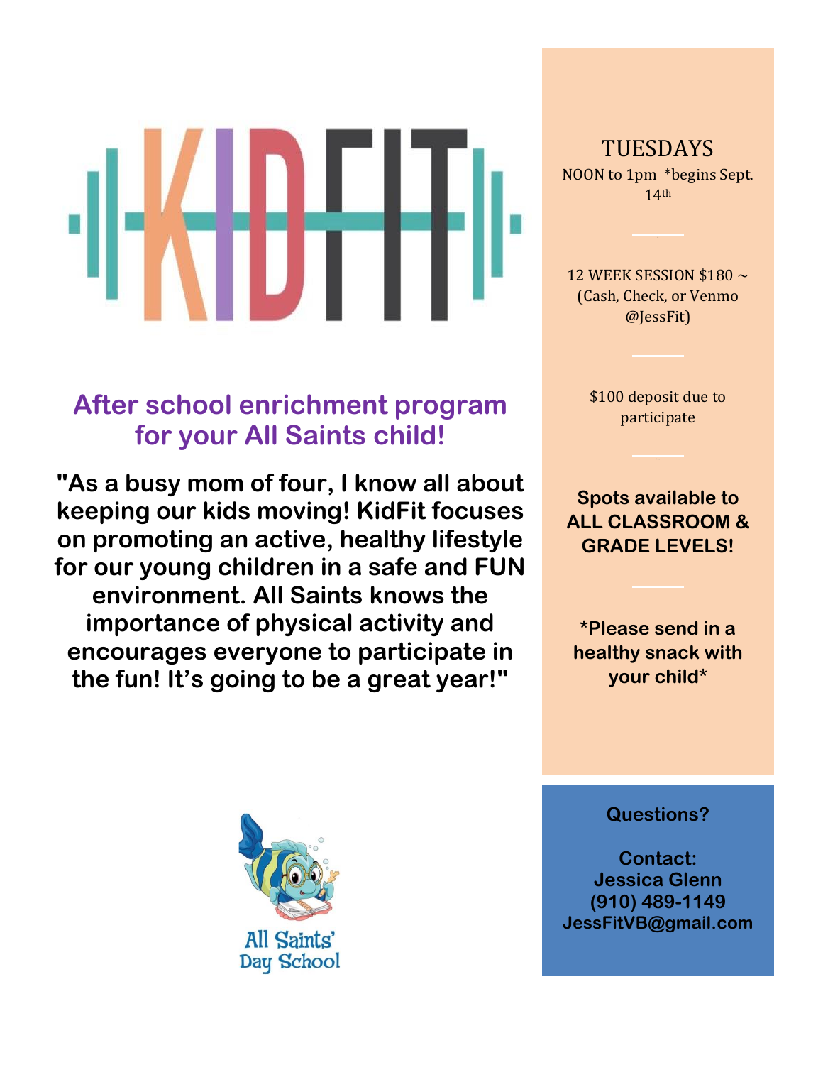# KIDFIT

## After school enrichment program for your All Saints child!

**"As a busy mom of four, I know all about keeping our kids moving! KidFit focuses on promoting an active, healthy lifestyle for our young children in a safe and FUN environment. All Saints knows the importance of physical activity and encourages everyone to participate in the fun! It's going to be a great year!"**

TUESDAYS

NOON to 1pm *begins Sept. 14th

12 WEEK SESSION $180 ~ (Cash, Check, or Venmo @JessFit)

$100 deposit due to participate

**Spots available to ALL CLASSROOM & GRADE LEVELS!**

**\*Please send in a healthy snack with your child\***

**Questions?**

**Contact:**
**Jessica Glenn**
**(910) 489-1149**
**JessFitVB@gmail.com**

All Saints' Day School